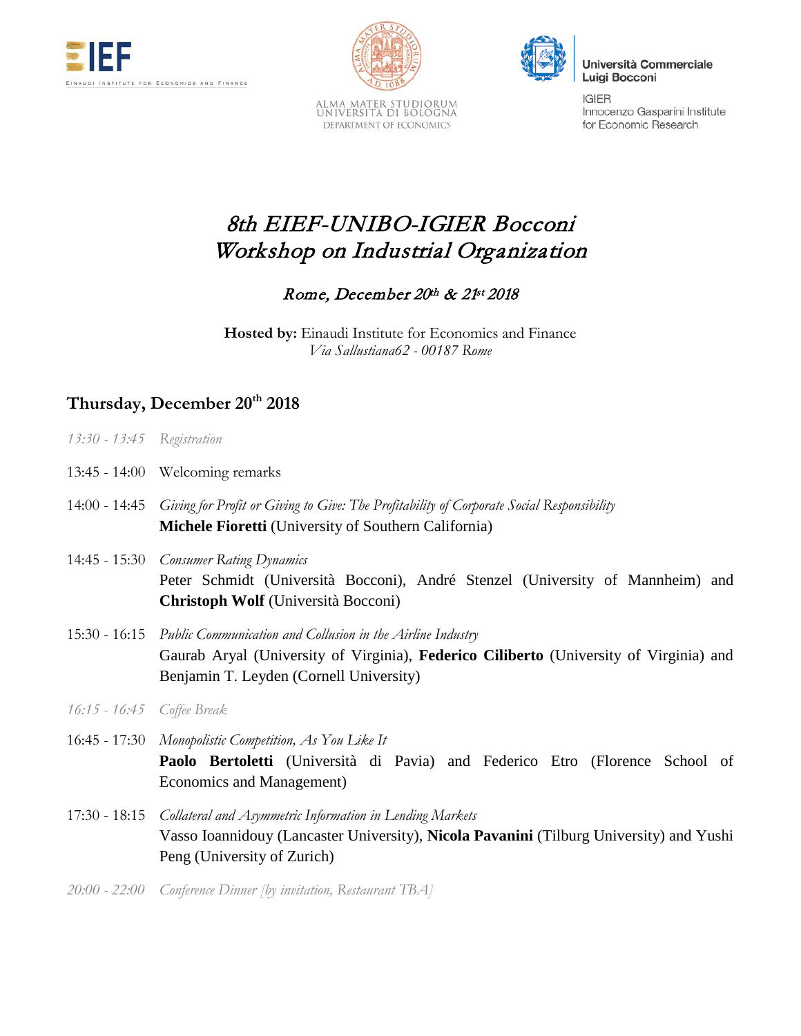EIEF — Einaudi Institute for Economics and Finance

ALMA MATER STUDIORUM
UNIVERSITÀ DI BOLOGNA
DEPARTMENT OF ECONOMICS

Università Commerciale Luigi Bocconi
IGIER
Innocenzo Gasparini Institute for Economic Research

# *8th EIEF-UNIBO-IGIER Bocconi Workshop on Industrial Organization*

### *Rome, December 20th & 21st 2018*

**Hosted by:** Einaudi Institute for Economics and Finance
*Via Sallustiana62 - 00187 Rome*

## Thursday, December 20th 2018

*13:30 - 13:45* *Registration*

13:45 - 14:00 Welcoming remarks

14:00 - 14:45 *Giving for Profit or Giving to Give: The Profitability of Corporate Social Responsibility*
**Michele Fioretti** (University of Southern California)

14:45 - 15:30 *Consumer Rating Dynamics*
Peter Schmidt (Università Bocconi), André Stenzel (University of Mannheim) and **Christoph Wolf** (Università Bocconi)

15:30 - 16:15 *Public Communication and Collusion in the Airline Industry*
Gaurab Aryal (University of Virginia), **Federico Ciliberto** (University of Virginia) and Benjamin T. Leyden (Cornell University)

*16:15 - 16:45* *Coffee Break*

16:45 - 17:30 *Monopolistic Competition, As You Like It*
**Paolo Bertoletti** (Università di Pavia) and Federico Etro (Florence School of Economics and Management)

17:30 - 18:15 *Collateral and Asymmetric Information in Lending Markets*
Vasso Ioannidouy (Lancaster University), **Nicola Pavanini** (Tilburg University) and Yushi Peng (University of Zurich)

*20:00 - 22:00* *Conference Dinner [by invitation, Restaurant TBA]*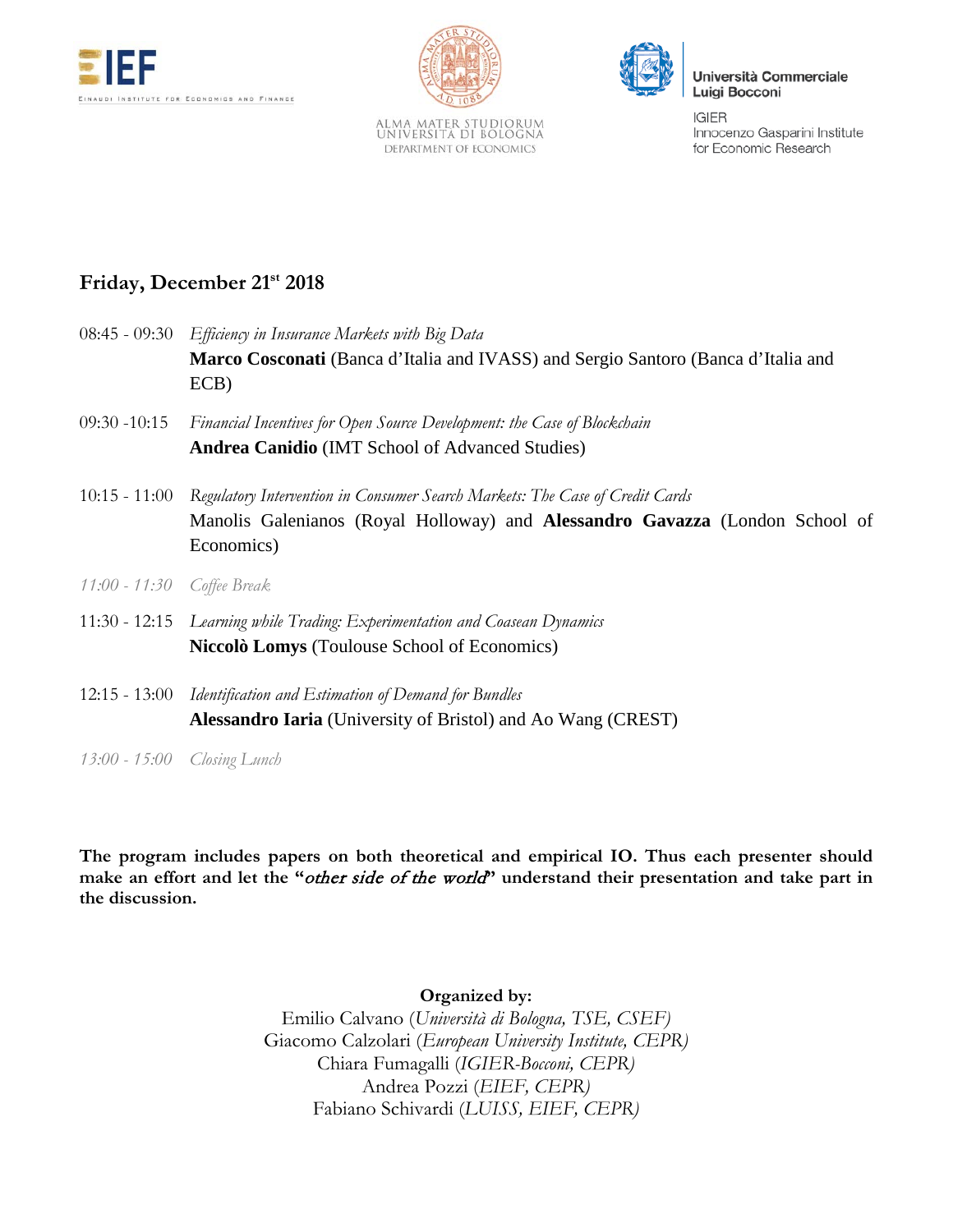EIEF — Einaudi Institute for Economics and Finance

ALMA MATER STUDIORUM UNIVERSITÀ DI BOLOGNA DEPARTMENT OF ECONOMICS

Università Commerciale Luigi Bocconi

IGIER Innocenzo Gasparini Institute for Economic Research

## Friday, December 21st 2018

08:45 - 09:30 *Efficiency in Insurance Markets with Big Data*
**Marco Cosconati** (Banca d'Italia and IVASS) and Sergio Santoro (Banca d'Italia and ECB)

09:30 -10:15 *Financial Incentives for Open Source Development: the Case of Blockchain*
**Andrea Canidio** (IMT School of Advanced Studies)

10:15 - 11:00 *Regulatory Intervention in Consumer Search Markets: The Case of Credit Cards*
Manolis Galenianos (Royal Holloway) and **Alessandro Gavazza** (London School of Economics)

*11:00 - 11:30 Coffee Break*

11:30 - 12:15 *Learning while Trading: Experimentation and Coasean Dynamics*
**Niccolò Lomys** (Toulouse School of Economics)

12:15 - 13:00 *Identification and Estimation of Demand for Bundles*
**Alessandro Iaria** (University of Bristol) and Ao Wang (CREST)

*13:00 - 15:00 Closing Lunch*

**The program includes papers on both theoretical and empirical IO. Thus each presenter should make an effort and let the "*other side of the world*" understand their presentation and take part in the discussion.**

**Organized by:**
Emilio Calvano (*Università di Bologna, TSE, CSEF)*
Giacomo Calzolari (*European University Institute, CEPR)*
Chiara Fumagalli (*IGIER-Bocconi, CEPR)*
Andrea Pozzi (*EIEF, CEPR)*
Fabiano Schivardi (*LUISS, EIEF, CEPR)*